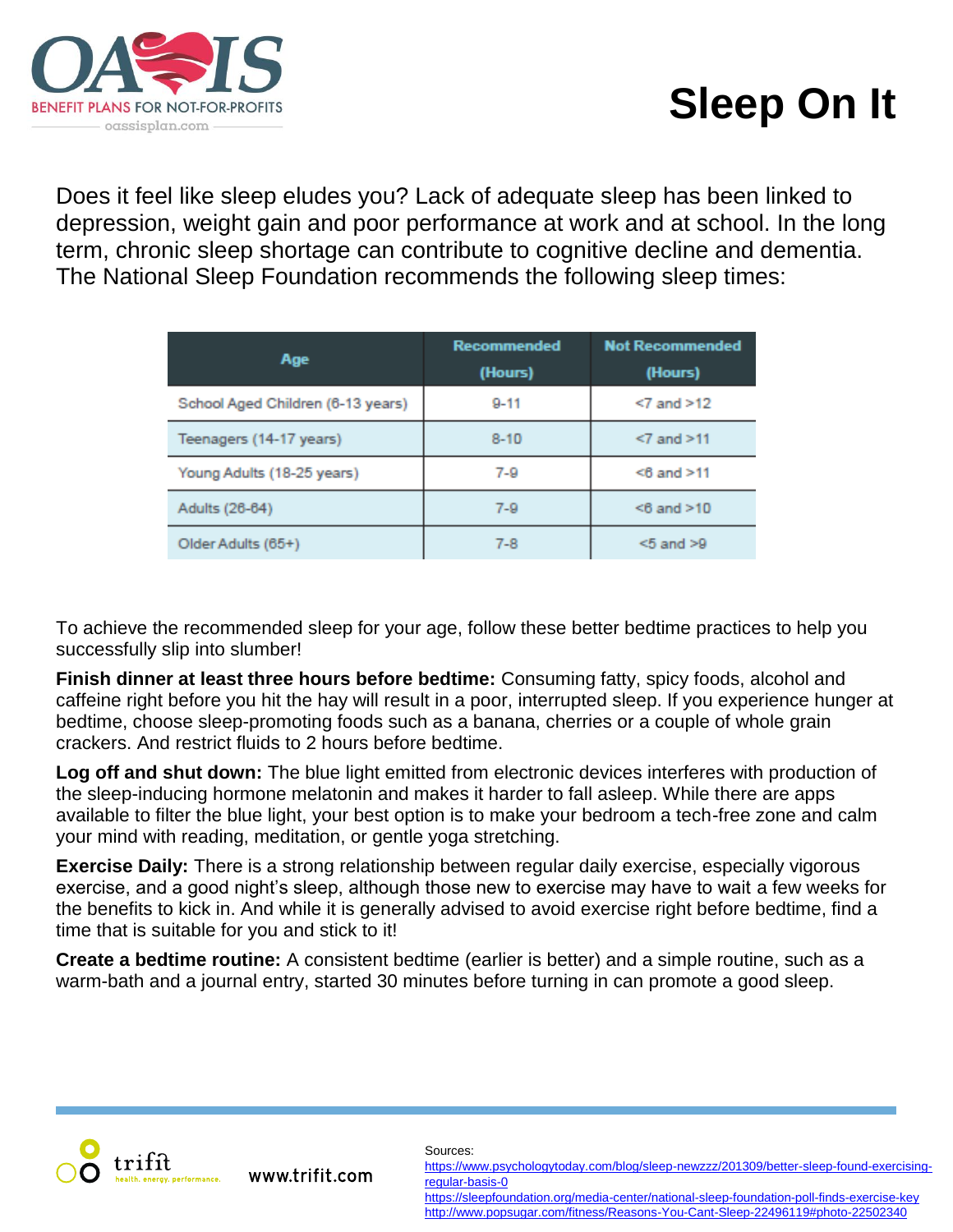OASIS BENEFIT PLANS FOR NOT-FOR-PROFITS
oassisplan.com

# Sleep On It

Does it feel like sleep eludes you? Lack of adequate sleep has been linked to depression, weight gain and poor performance at work and at school. In the long term, chronic sleep shortage can contribute to cognitive decline and dementia. The National Sleep Foundation recommends the following sleep times:

| Age | Recommended (Hours) | Not Recommended (Hours) |
|---|---|---|
| School Aged Children (6-13 years) | 9-11 | <7 and >12 |
| Teenagers (14-17 years) | 8-10 | <7 and >11 |
| Young Adults (18-25 years) | 7-9 | <6 and >11 |
| Adults (26-64) | 7-9 | <6 and >10 |
| Older Adults (65+) | 7-8 | <5 and >9 |

To achieve the recommended sleep for your age, follow these better bedtime practices to help you successfully slip into slumber!

**Finish dinner at least three hours before bedtime:** Consuming fatty, spicy foods, alcohol and caffeine right before you hit the hay will result in a poor, interrupted sleep. If you experience hunger at bedtime, choose sleep-promoting foods such as a banana, cherries or a couple of whole grain crackers. And restrict fluids to 2 hours before bedtime.

**Log off and shut down:** The blue light emitted from electronic devices interferes with production of the sleep-inducing hormone melatonin and makes it harder to fall asleep. While there are apps available to filter the blue light, your best option is to make your bedroom a tech-free zone and calm your mind with reading, meditation, or gentle yoga stretching.

**Exercise Daily:** There is a strong relationship between regular daily exercise, especially vigorous exercise, and a good night's sleep, although those new to exercise may have to wait a few weeks for the benefits to kick in. And while it is generally advised to avoid exercise right before bedtime, find a time that is suitable for you and stick to it!

**Create a bedtime routine:** A consistent bedtime (earlier is better) and a simple routine, such as a warm-bath and a journal entry, started 30 minutes before turning in can promote a good sleep.

trifit health. energy. performance. www.trifit.com

Sources:
https://www.psychologytoday.com/blog/sleep-newzzz/201309/better-sleep-found-exercising-regular-basis-0
https://sleepfoundation.org/media-center/national-sleep-foundation-poll-finds-exercise-key
http://www.popsugar.com/fitness/Reasons-You-Cant-Sleep-22496119#photo-22502340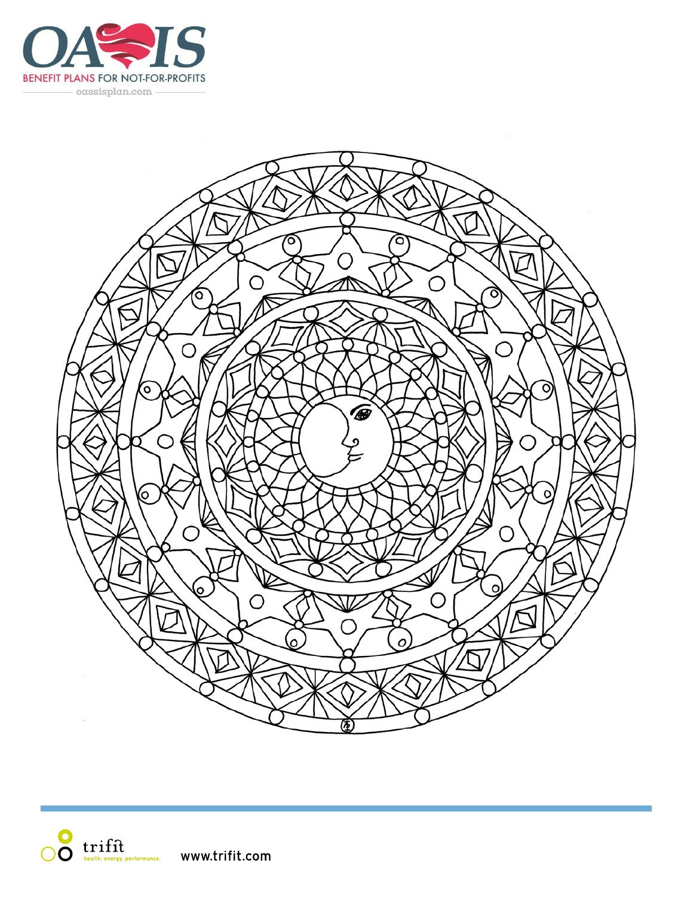OASIS

BENEFIT PLANS FOR NOT-FOR-PROFITS

oassisplan.com

trifit

health. energy. performance.

www.trifit.com